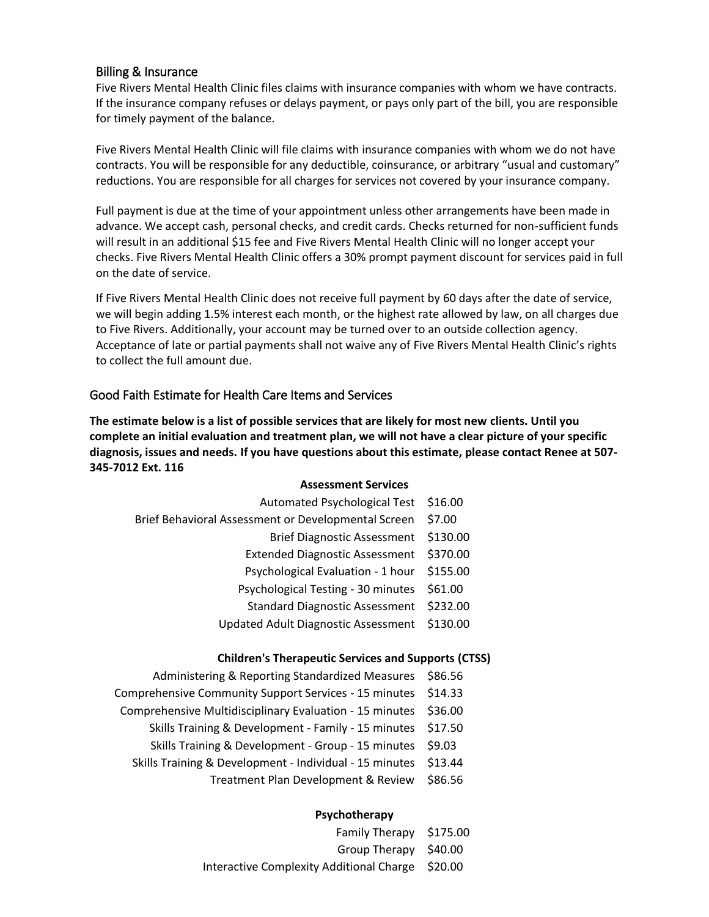## Billing & Insurance

Five Rivers Mental Health Clinic files claims with insurance companies with whom we have contracts. If the insurance company refuses or delays payment, or pays only part of the bill, you are responsible for timely payment of the balance.

Five Rivers Mental Health Clinic will file claims with insurance companies with whom we do not have contracts. You will be responsible for any deductible, coinsurance, or arbitrary "usual and customary" reductions. You are responsible for all charges for services not covered by your insurance company.

Full payment is due at the time of your appointment unless other arrangements have been made in advance. We accept cash, personal checks, and credit cards. Checks returned for non-sufficient funds will result in an additional $15 fee and Five Rivers Mental Health Clinic will no longer accept your checks. Five Rivers Mental Health Clinic offers a 30% prompt payment discount for services paid in full on the date of service.

If Five Rivers Mental Health Clinic does not receive full payment by 60 days after the date of service, we will begin adding 1.5% interest each month, or the highest rate allowed by law, on all charges due to Five Rivers. Additionally, your account may be turned over to an outside collection agency. Acceptance of late or partial payments shall not waive any of Five Rivers Mental Health Clinic's rights to collect the full amount due.

## Good Faith Estimate for Health Care Items and Services

**The estimate below is a list of possible services that are likely for most new clients. Until you complete an initial evaluation and treatment plan, we will not have a clear picture of your specific diagnosis, issues and needs. If you have questions about this estimate, please contact Renee at 507-345-7012 Ext. 116**

**Assessment Services**

| Service | Cost |
|---|---|
| Automated Psychological Test | $16.00 |
| Brief Behavioral Assessment or Developmental Screen | $7.00 |
| Brief Diagnostic Assessment | $130.00 |
| Extended Diagnostic Assessment | $370.00 |
| Psychological Evaluation - 1 hour | $155.00 |
| Psychological Testing - 30 minutes | $61.00 |
| Standard Diagnostic Assessment | $232.00 |
| Updated Adult Diagnostic Assessment | $130.00 |

**Children's Therapeutic Services and Supports (CTSS)**

| Service | Cost |
|---|---|
| Administering & Reporting Standardized Measures | $86.56 |
| Comprehensive Community Support Services - 15 minutes | $14.33 |
| Comprehensive Multidisciplinary Evaluation - 15 minutes | $36.00 |
| Skills Training & Development - Family - 15 minutes | $17.50 |
| Skills Training & Development - Group - 15 minutes | $9.03 |
| Skills Training & Development - Individual - 15 minutes | $13.44 |
| Treatment Plan Development & Review | $86.56 |

**Psychotherapy**

| Service | Cost |
|---|---|
| Family Therapy | $175.00 |
| Group Therapy | $40.00 |
| Interactive Complexity Additional Charge | $20.00 |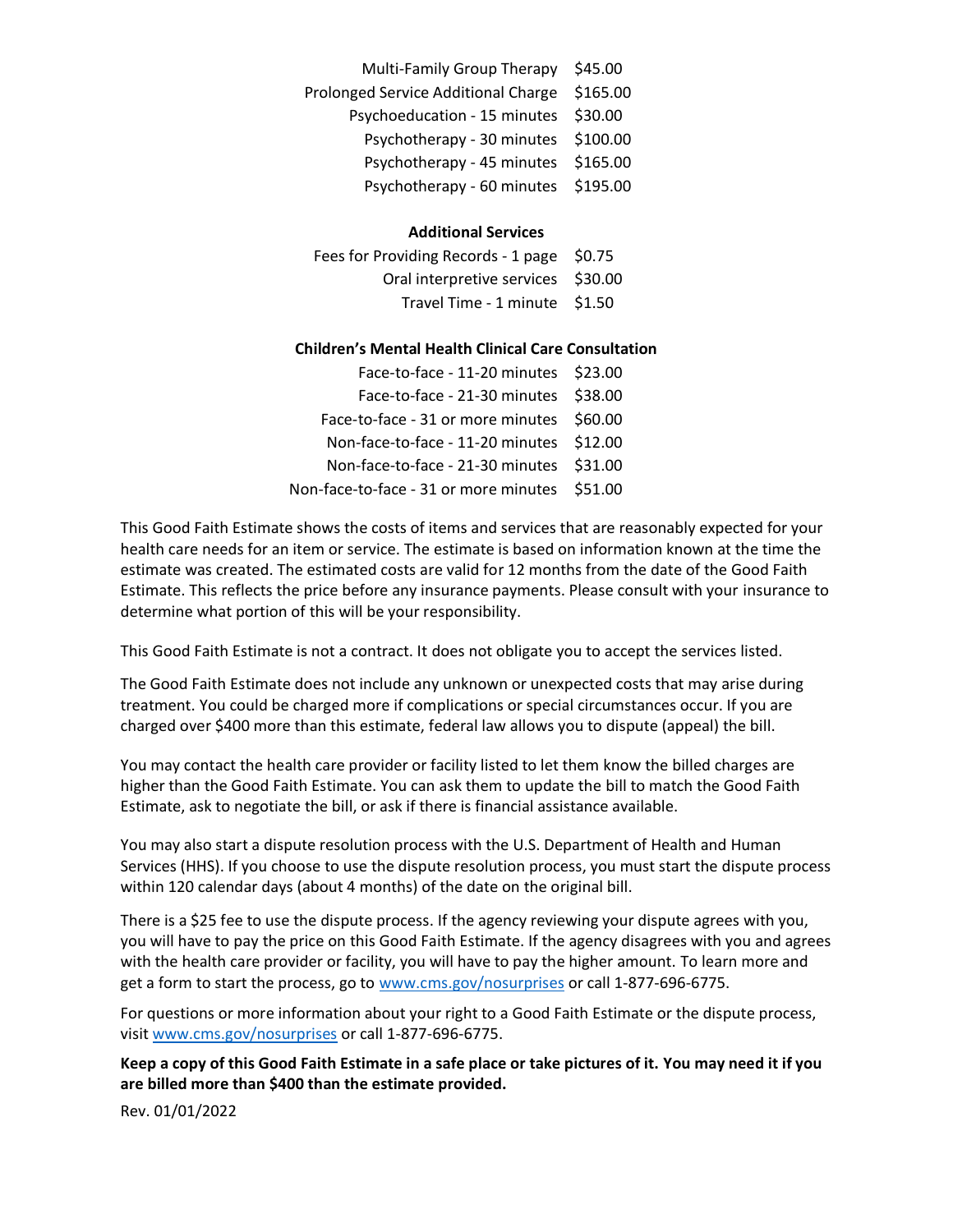| | |
|---|---|
| Multi-Family Group Therapy | $45.00 |
| Prolonged Service Additional Charge | $165.00 |
| Psychoeducation - 15 minutes | $30.00 |
| Psychotherapy - 30 minutes | $100.00 |
| Psychotherapy - 45 minutes | $165.00 |
| Psychotherapy - 60 minutes | $195.00 |

**Additional Services**

| | |
|---|---|
| Fees for Providing Records - 1 page | $0.75 |
| Oral interpretive services | $30.00 |
| Travel Time - 1 minute | $1.50 |

**Children's Mental Health Clinical Care Consultation**

| | |
|---|---|
| Face-to-face - 11-20 minutes | $23.00 |
| Face-to-face - 21-30 minutes | $38.00 |
| Face-to-face - 31 or more minutes | $60.00 |
| Non-face-to-face - 11-20 minutes | $12.00 |
| Non-face-to-face - 21-30 minutes | $31.00 |
| Non-face-to-face - 31 or more minutes | $51.00 |

This Good Faith Estimate shows the costs of items and services that are reasonably expected for your health care needs for an item or service. The estimate is based on information known at the time the estimate was created. The estimated costs are valid for 12 months from the date of the Good Faith Estimate. This reflects the price before any insurance payments. Please consult with your insurance to determine what portion of this will be your responsibility.

This Good Faith Estimate is not a contract. It does not obligate you to accept the services listed.

The Good Faith Estimate does not include any unknown or unexpected costs that may arise during treatment. You could be charged more if complications or special circumstances occur. If you are charged over $400 more than this estimate, federal law allows you to dispute (appeal) the bill.

You may contact the health care provider or facility listed to let them know the billed charges are higher than the Good Faith Estimate. You can ask them to update the bill to match the Good Faith Estimate, ask to negotiate the bill, or ask if there is financial assistance available.

You may also start a dispute resolution process with the U.S. Department of Health and Human Services (HHS). If you choose to use the dispute resolution process, you must start the dispute process within 120 calendar days (about 4 months) of the date on the original bill.

There is a $25 fee to use the dispute process. If the agency reviewing your dispute agrees with you, you will have to pay the price on this Good Faith Estimate. If the agency disagrees with you and agrees with the health care provider or facility, you will have to pay the higher amount. To learn more and get a form to start the process, go to [www.cms.gov/nosurprises](http://www.cms.gov/nosurprises) or call 1-877-696-6775.

For questions or more information about your right to a Good Faith Estimate or the dispute process, visit [www.cms.gov/nosurprises](http://www.cms.gov/nosurprises) or call 1-877-696-6775.

**Keep a copy of this Good Faith Estimate in a safe place or take pictures of it. You may need it if you are billed more than $400 than the estimate provided.**

Rev. 01/01/2022